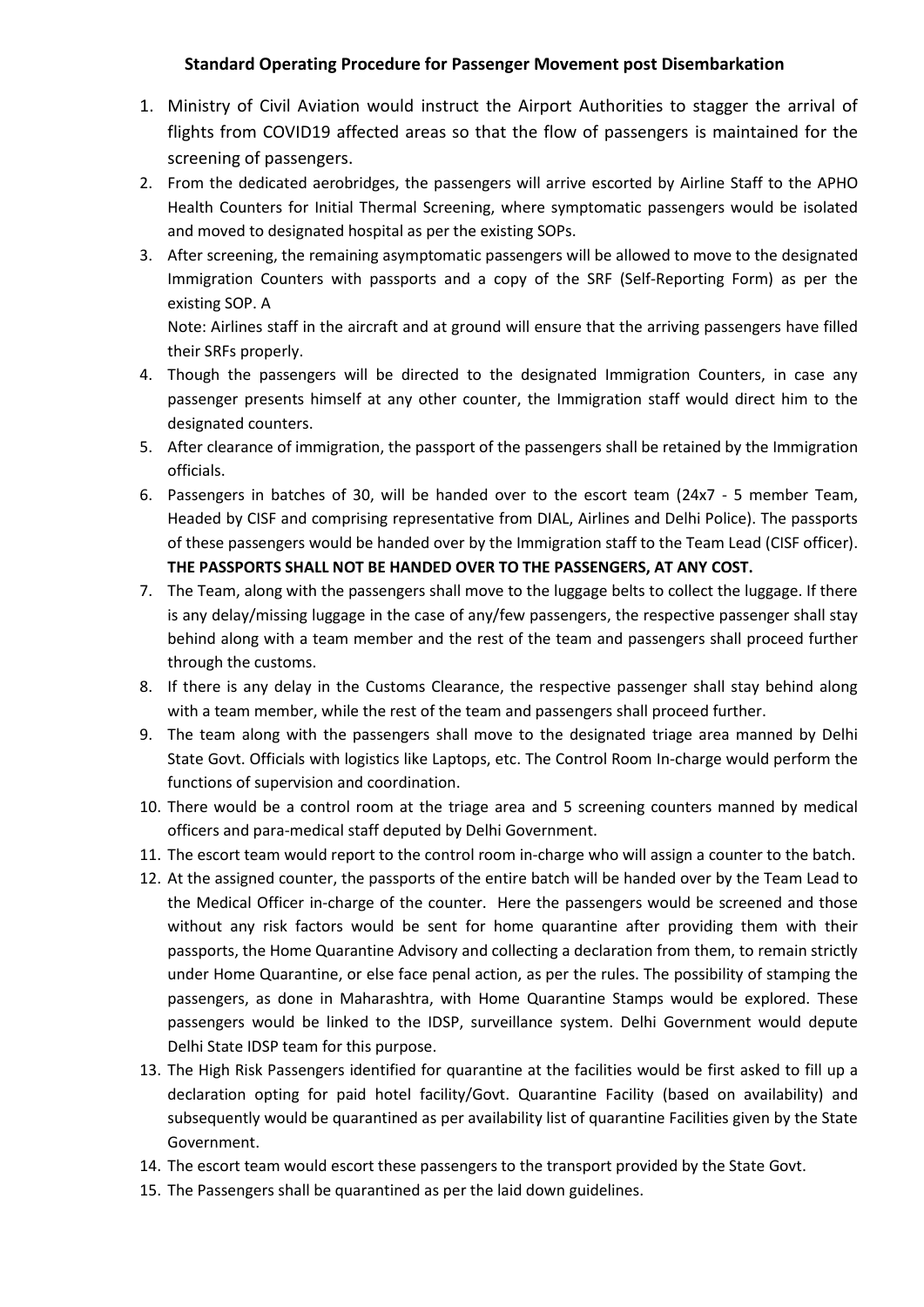**Standard Operating Procedure for Passenger Movement post Disembarkation**

1. Ministry of Civil Aviation would instruct the Airport Authorities to stagger the arrival of flights from COVID19 affected areas so that the flow of passengers is maintained for the screening of passengers.
2. From the dedicated aerobridges, the passengers will arrive escorted by Airline Staff to the APHO Health Counters for Initial Thermal Screening, where symptomatic passengers would be isolated and moved to designated hospital as per the existing SOPs.
3. After screening, the remaining asymptomatic passengers will be allowed to move to the designated Immigration Counters with passports and a copy of the SRF (Self-Reporting Form) as per the existing SOP. A

   Note: Airlines staff in the aircraft and at ground will ensure that the arriving passengers have filled their SRFs properly.
4. Though the passengers will be directed to the designated Immigration Counters, in case any passenger presents himself at any other counter, the Immigration staff would direct him to the designated counters.
5. After clearance of immigration, the passport of the passengers shall be retained by the Immigration officials.
6. Passengers in batches of 30, will be handed over to the escort team (24x7 - 5 member Team, Headed by CISF and comprising representative from DIAL, Airlines and Delhi Police). The passports of these passengers would be handed over by the Immigration staff to the Team Lead (CISF officer). **THE PASSPORTS SHALL NOT BE HANDED OVER TO THE PASSENGERS, AT ANY COST.**
7. The Team, along with the passengers shall move to the luggage belts to collect the luggage. If there is any delay/missing luggage in the case of any/few passengers, the respective passenger shall stay behind along with a team member and the rest of the team and passengers shall proceed further through the customs.
8. If there is any delay in the Customs Clearance, the respective passenger shall stay behind along with a team member, while the rest of the team and passengers shall proceed further.
9. The team along with the passengers shall move to the designated triage area manned by Delhi State Govt. Officials with logistics like Laptops, etc. The Control Room In-charge would perform the functions of supervision and coordination.
10. There would be a control room at the triage area and 5 screening counters manned by medical officers and para-medical staff deputed by Delhi Government.
11. The escort team would report to the control room in-charge who will assign a counter to the batch.
12. At the assigned counter, the passports of the entire batch will be handed over by the Team Lead to the Medical Officer in-charge of the counter. Here the passengers would be screened and those without any risk factors would be sent for home quarantine after providing them with their passports, the Home Quarantine Advisory and collecting a declaration from them, to remain strictly under Home Quarantine, or else face penal action, as per the rules. The possibility of stamping the passengers, as done in Maharashtra, with Home Quarantine Stamps would be explored. These passengers would be linked to the IDSP, surveillance system. Delhi Government would depute Delhi State IDSP team for this purpose.
13. The High Risk Passengers identified for quarantine at the facilities would be first asked to fill up a declaration opting for paid hotel facility/Govt. Quarantine Facility (based on availability) and subsequently would be quarantined as per availability list of quarantine Facilities given by the State Government.
14. The escort team would escort these passengers to the transport provided by the State Govt.
15. The Passengers shall be quarantined as per the laid down guidelines.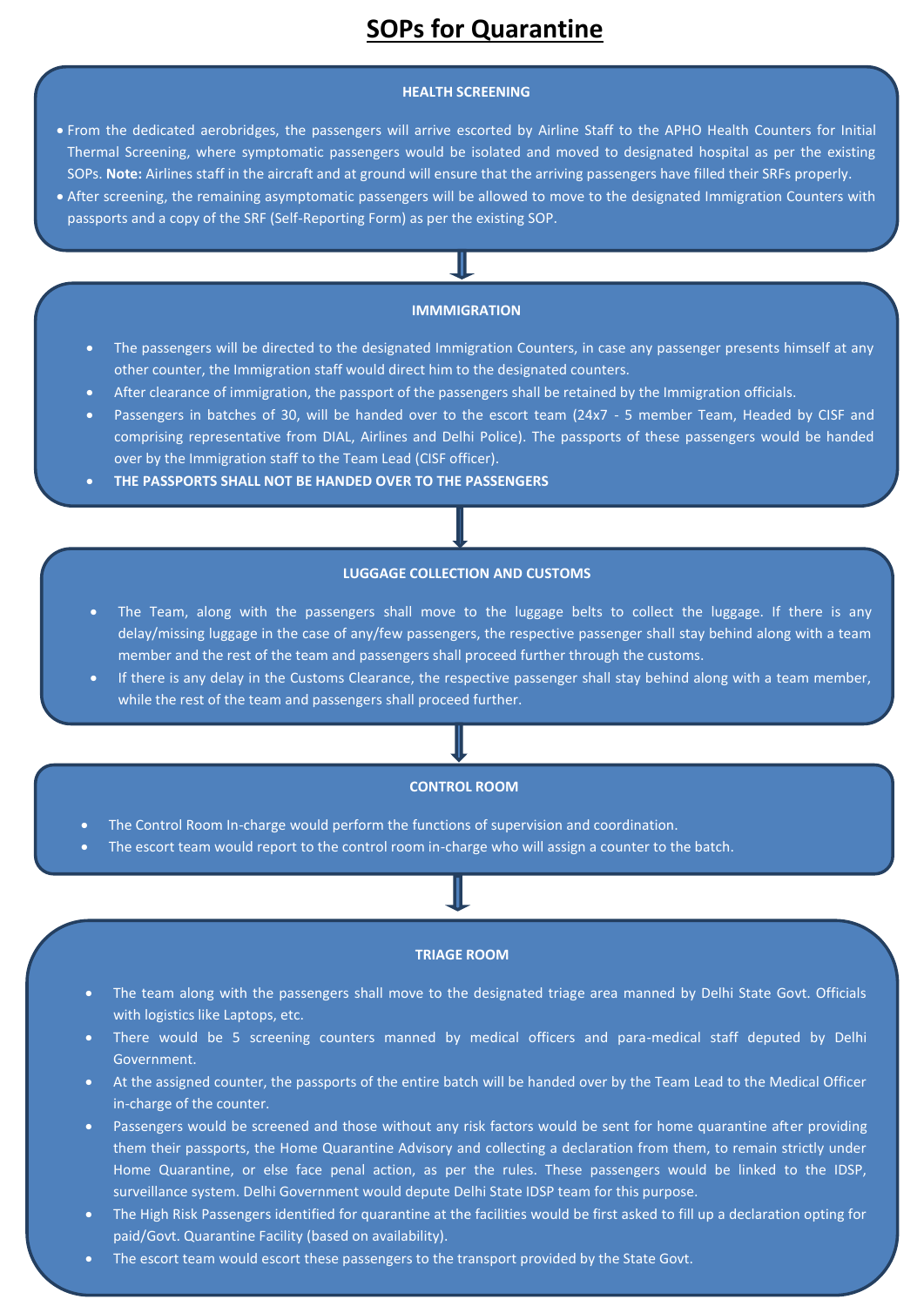# SOPs for Quarantine

### HEALTH SCREENING

- From the dedicated aerobridges, the passengers will arrive escorted by Airline Staff to the APHO Health Counters for Initial Thermal Screening, where symptomatic passengers would be isolated and moved to designated hospital as per the existing SOPs. **Note:** Airlines staff in the aircraft and at ground will ensure that the arriving passengers have filled their SRFs properly.
- After screening, the remaining asymptomatic passengers will be allowed to move to the designated Immigration Counters with passports and a copy of the SRF (Self-Reporting Form) as per the existing SOP.

### IMMMIGRATION

- The passengers will be directed to the designated Immigration Counters, in case any passenger presents himself at any other counter, the Immigration staff would direct him to the designated counters.
- After clearance of immigration, the passport of the passengers shall be retained by the Immigration officials.
- Passengers in batches of 30, will be handed over to the escort team (24x7 - 5 member Team, Headed by CISF and comprising representative from DIAL, Airlines and Delhi Police). The passports of these passengers would be handed over by the Immigration staff to the Team Lead (CISF officer).
- **THE PASSPORTS SHALL NOT BE HANDED OVER TO THE PASSENGERS**

### LUGGAGE COLLECTION AND CUSTOMS

- The Team, along with the passengers shall move to the luggage belts to collect the luggage. If there is any delay/missing luggage in the case of any/few passengers, the respective passenger shall stay behind along with a team member and the rest of the team and passengers shall proceed further through the customs.
- If there is any delay in the Customs Clearance, the respective passenger shall stay behind along with a team member, while the rest of the team and passengers shall proceed further.

### CONTROL ROOM

- The Control Room In-charge would perform the functions of supervision and coordination.
- The escort team would report to the control room in-charge who will assign a counter to the batch.

### TRIAGE ROOM

- The team along with the passengers shall move to the designated triage area manned by Delhi State Govt. Officials with logistics like Laptops, etc.
- There would be 5 screening counters manned by medical officers and para-medical staff deputed by Delhi Government.
- At the assigned counter, the passports of the entire batch will be handed over by the Team Lead to the Medical Officer in-charge of the counter.
- Passengers would be screened and those without any risk factors would be sent for home quarantine after providing them their passports, the Home Quarantine Advisory and collecting a declaration from them, to remain strictly under Home Quarantine, or else face penal action, as per the rules. These passengers would be linked to the IDSP, surveillance system. Delhi Government would depute Delhi State IDSP team for this purpose.
- The High Risk Passengers identified for quarantine at the facilities would be first asked to fill up a declaration opting for paid/Govt. Quarantine Facility (based on availability).
- The escort team would escort these passengers to the transport provided by the State Govt.